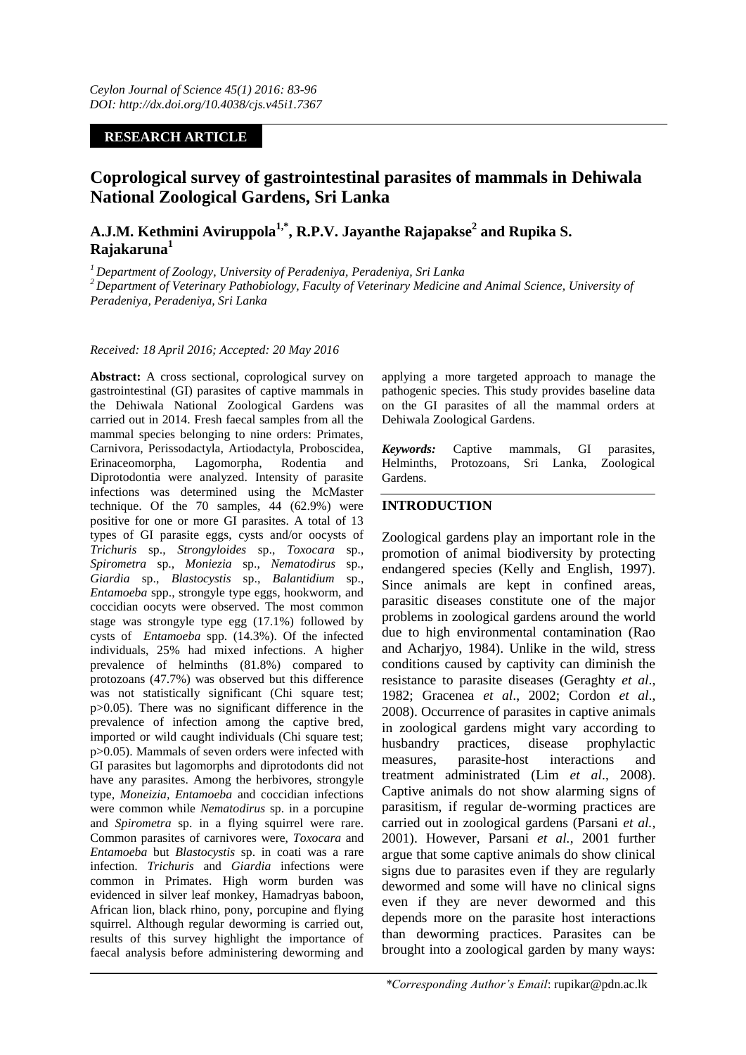*Ceylon Journal of Science 45(1) 2016: 83-96*
*DOI: http://dx.doi.org/10.4038/cjs.v45i1.7367*

**RESEARCH ARTICLE**

# Coprological survey of gastrointestinal parasites of mammals in Dehiwala National Zoological Gardens, Sri Lanka

**A.J.M. Kethmini Aviruppola[1,*], R.P.V. Jayanthe Rajapakse[2] and Rupika S. Rajakaruna[1]**

*[1] Department of Zoology, University of Peradeniya, Peradeniya, Sri Lanka*
*[2] Department of Veterinary Pathobiology, Faculty of Veterinary Medicine and Animal Science, University of Peradeniya, Peradeniya, Sri Lanka*

*Received: 18 April 2016; Accepted: 20 May 2016*

**Abstract:** A cross sectional, coprological survey on gastrointestinal (GI) parasites of captive mammals in the Dehiwala National Zoological Gardens was carried out in 2014. Fresh faecal samples from all the mammal species belonging to nine orders: Primates, Carnivora, Perissodactyla, Artiodactyla, Proboscidea, Erinaceomorpha, Lagomorpha, Rodentia and Diprotodontia were analyzed. Intensity of parasite infections was determined using the McMaster technique. Of the 70 samples, 44 (62.9%) were positive for one or more GI parasites. A total of 13 types of GI parasite eggs, cysts and/or oocysts of *Trichuris* sp., *Strongyloides* sp., *Toxocara* sp., *Spirometra* sp., *Moniezia* sp., *Nematodirus* sp., *Giardia* sp., *Blastocystis* sp., *Balantidium* sp., *Entamoeba* spp., strongyle type eggs, hookworm, and coccidian oocyts were observed. The most common stage was strongyle type egg (17.1%) followed by cysts of *Entamoeba* spp. (14.3%). Of the infected individuals, 25% had mixed infections. A higher prevalence of helminths (81.8%) compared to protozoans (47.7%) was observed but this difference was not statistically significant (Chi square test; $p>0.05$). There was no significant difference in the prevalence of infection among the captive bred, imported or wild caught individuals (Chi square test; $p>0.05$). Mammals of seven orders were infected with GI parasites but lagomorphs and diprotodonts did not have any parasites. Among the herbivores, strongyle type, *Moneizia*, *Entamoeba* and coccidian infections were common while *Nematodirus* sp. in a porcupine and *Spirometra* sp. in a flying squirrel were rare. Common parasites of carnivores were, *Toxocara* and *Entamoeba* but *Blastocystis* sp. in coati was a rare infection. *Trichuris* and *Giardia* infections were common in Primates. High worm burden was evidenced in silver leaf monkey, Hamadryas baboon, African lion, black rhino, pony, porcupine and flying squirrel. Although regular deworming is carried out, results of this survey highlight the importance of faecal analysis before administering deworming and applying a more targeted approach to manage the pathogenic species. This study provides baseline data on the GI parasites of all the mammal orders at Dehiwala Zoological Gardens.

***Keywords:*** Captive mammals, GI parasites, Helminths, Protozoans, Sri Lanka, Zoological Gardens.

## INTRODUCTION

Zoological gardens play an important role in the promotion of animal biodiversity by protecting endangered species (Kelly and English, 1997). Since animals are kept in confined areas, parasitic diseases constitute one of the major problems in zoological gardens around the world due to high environmental contamination (Rao and Acharjyo, 1984). Unlike in the wild, stress conditions caused by captivity can diminish the resistance to parasite diseases (Geraghty *et al*., 1982; Gracenea *et al*., 2002; Cordon *et al*., 2008). Occurrence of parasites in captive animals in zoological gardens might vary according to husbandry practices, disease prophylactic measures, parasite-host interactions and treatment administrated (Lim *et al*., 2008). Captive animals do not show alarming signs of parasitism, if regular de-worming practices are carried out in zoological gardens (Parsani *et al.*, 2001). However, Parsani *et al.*, 2001 further argue that some captive animals do show clinical signs due to parasites even if they are regularly dewormed and some will have no clinical signs even if they are never dewormed and this depends more on the parasite host interactions than deworming practices. Parasites can be brought into a zoological garden by many ways:

*\*Corresponding Author's Email*: rupikar@pdn.ac.lk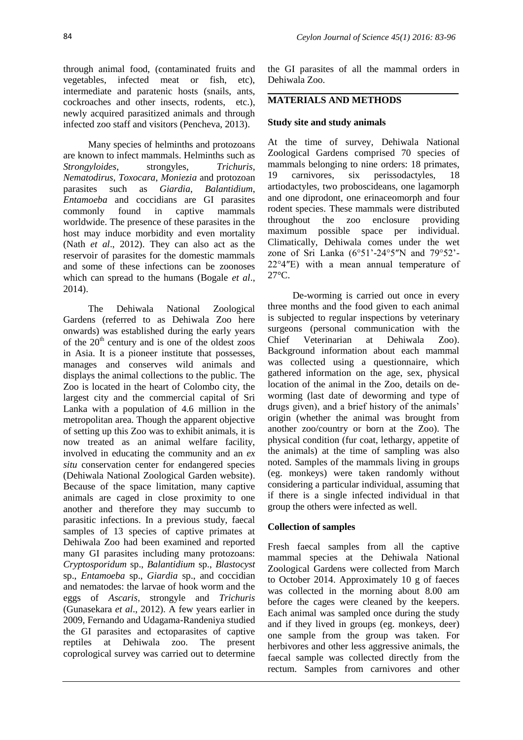through animal food, (contaminated fruits and vegetables, infected meat or fish, etc), intermediate and paratenic hosts (snails, ants, cockroaches and other insects, rodents, etc.), newly acquired parasitized animals and through infected zoo staff and visitors (Pencheva, 2013).

Many species of helminths and protozoans are known to infect mammals. Helminths such as *Strongyloides*, strongyles, *Trichuris*, *Nematodirus*, *Toxocara*, *Moniezia* and protozoan parasites such as *Giardia*, *Balantidium*, *Entamoeba* and coccidians are GI parasites commonly found in captive mammals worldwide. The presence of these parasites in the host may induce morbidity and even mortality (Nath *et al*., 2012). They can also act as the reservoir of parasites for the domestic mammals and some of these infections can be zoonoses which can spread to the humans (Bogale *et al*., 2014).

The Dehiwala National Zoological Gardens (referred to as Dehiwala Zoo here onwards) was established during the early years of the 20th century and is one of the oldest zoos in Asia. It is a pioneer institute that possesses, manages and conserves wild animals and displays the animal collections to the public. The Zoo is located in the heart of Colombo city, the largest city and the commercial capital of Sri Lanka with a population of 4.6 million in the metropolitan area. Though the apparent objective of setting up this Zoo was to exhibit animals, it is now treated as an animal welfare facility, involved in educating the community and an *ex situ* conservation center for endangered species (Dehiwala National Zoological Garden website). Because of the space limitation, many captive animals are caged in close proximity to one another and therefore they may succumb to parasitic infections. In a previous study, faecal samples of 13 species of captive primates at Dehiwala Zoo had been examined and reported many GI parasites including many protozoans: *Cryptosporidum* sp., *Balantidium* sp., *Blastocyst* sp., *Entamoeba* sp., *Giardia* sp., and coccidian and nematodes: the larvae of hook worm and the eggs of *Ascaris*, strongyle and *Trichuris* (Gunasekara *et al*., 2012). A few years earlier in 2009, Fernando and Udagama-Randeniya studied the GI parasites and ectoparasites of captive reptiles at Dehiwala zoo. The present coprological survey was carried out to determine the GI parasites of all the mammal orders in Dehiwala Zoo.

## MATERIALS AND METHODS

### Study site and study animals

At the time of survey, Dehiwala National Zoological Gardens comprised 70 species of mammals belonging to nine orders: 18 primates, 19 carnivores, six perissodactyles, 18 artiodactyles, two proboscideans, one lagamorph and one diprodont, one erinaceomorph and four rodent species. These mammals were distributed throughout the zoo enclosure providing maximum possible space per individual. Climatically, Dehiwala comes under the wet zone of Sri Lanka (6°51'-24°5″N and 79°52'-22°4″E) with a mean annual temperature of 27°C.

De-worming is carried out once in every three months and the food given to each animal is subjected to regular inspections by veterinary surgeons (personal communication with the Chief Veterinarian at Dehiwala Zoo). Background information about each mammal was collected using a questionnaire, which gathered information on the age, sex, physical location of the animal in the Zoo, details on de-worming (last date of deworming and type of drugs given), and a brief history of the animals' origin (whether the animal was brought from another zoo/country or born at the Zoo). The physical condition (fur coat, lethargy, appetite of the animals) at the time of sampling was also noted. Samples of the mammals living in groups (eg. monkeys) were taken randomly without considering a particular individual, assuming that if there is a single infected individual in that group the others were infected as well.

### Collection of samples

Fresh faecal samples from all the captive mammal species at the Dehiwala National Zoological Gardens were collected from March to October 2014. Approximately 10 g of faeces was collected in the morning about 8.00 am before the cages were cleaned by the keepers. Each animal was sampled once during the study and if they lived in groups (eg. monkeys, deer) one sample from the group was taken. For herbivores and other less aggressive animals, the faecal sample was collected directly from the rectum. Samples from carnivores and other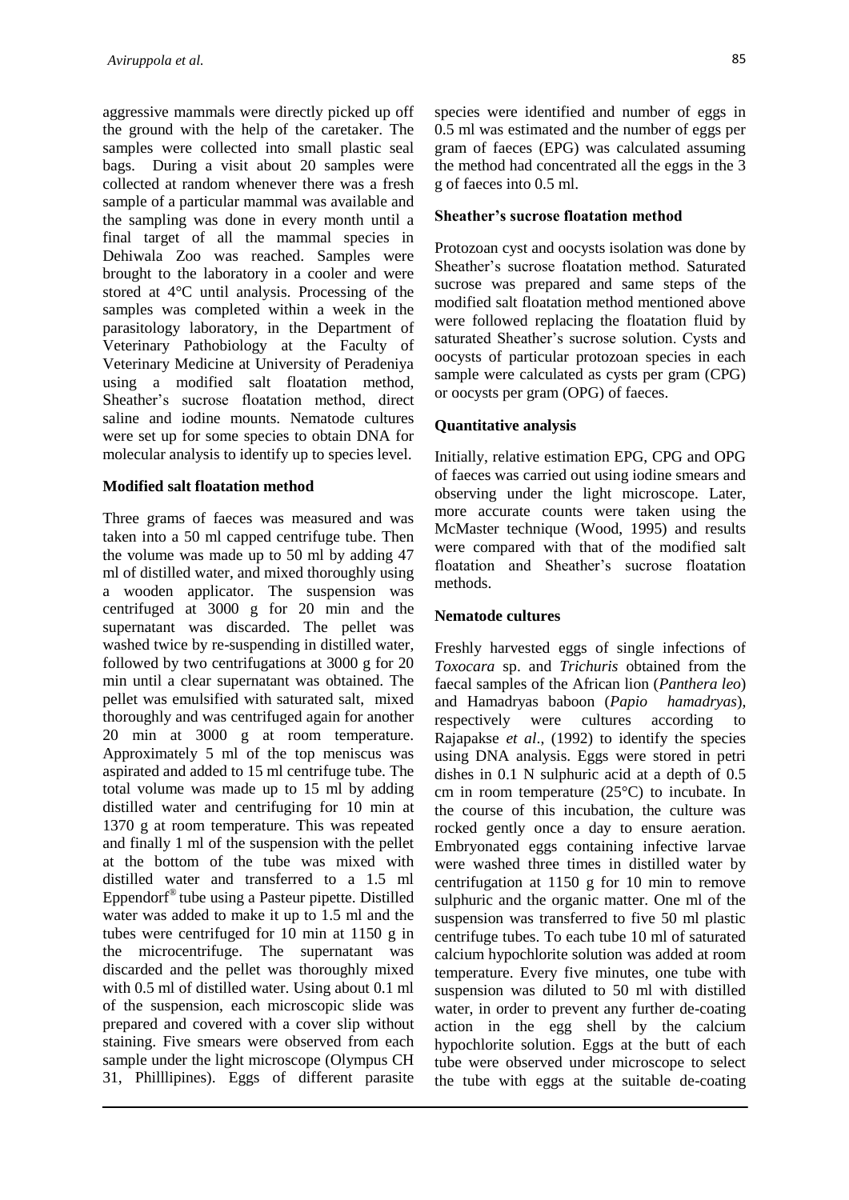aggressive mammals were directly picked up off the ground with the help of the caretaker. The samples were collected into small plastic seal bags. During a visit about 20 samples were collected at random whenever there was a fresh sample of a particular mammal was available and the sampling was done in every month until a final target of all the mammal species in Dehiwala Zoo was reached. Samples were brought to the laboratory in a cooler and were stored at 4°C until analysis. Processing of the samples was completed within a week in the parasitology laboratory, in the Department of Veterinary Pathobiology at the Faculty of Veterinary Medicine at University of Peradeniya using a modified salt floatation method, Sheather's sucrose floatation method, direct saline and iodine mounts. Nematode cultures were set up for some species to obtain DNA for molecular analysis to identify up to species level.

**Modified salt floatation method**

Three grams of faeces was measured and was taken into a 50 ml capped centrifuge tube. Then the volume was made up to 50 ml by adding 47 ml of distilled water, and mixed thoroughly using a wooden applicator. The suspension was centrifuged at 3000 g for 20 min and the supernatant was discarded. The pellet was washed twice by re-suspending in distilled water, followed by two centrifugations at 3000 g for 20 min until a clear supernatant was obtained. The pellet was emulsified with saturated salt, mixed thoroughly and was centrifuged again for another 20 min at 3000 g at room temperature. Approximately 5 ml of the top meniscus was aspirated and added to 15 ml centrifuge tube. The total volume was made up to 15 ml by adding distilled water and centrifuging for 10 min at 1370 g at room temperature. This was repeated and finally 1 ml of the suspension with the pellet at the bottom of the tube was mixed with distilled water and transferred to a 1.5 ml Eppendorf® tube using a Pasteur pipette. Distilled water was added to make it up to 1.5 ml and the tubes were centrifuged for 10 min at 1150 g in the microcentrifuge. The supernatant was discarded and the pellet was thoroughly mixed with 0.5 ml of distilled water. Using about 0.1 ml of the suspension, each microscopic slide was prepared and covered with a cover slip without staining. Five smears were observed from each sample under the light microscope (Olympus CH 31, Philllipines). Eggs of different parasite species were identified and number of eggs in 0.5 ml was estimated and the number of eggs per gram of faeces (EPG) was calculated assuming the method had concentrated all the eggs in the 3 g of faeces into 0.5 ml.

**Sheather's sucrose floatation method**

Protozoan cyst and oocysts isolation was done by Sheather's sucrose floatation method. Saturated sucrose was prepared and same steps of the modified salt floatation method mentioned above were followed replacing the floatation fluid by saturated Sheather's sucrose solution. Cysts and oocysts of particular protozoan species in each sample were calculated as cysts per gram (CPG) or oocysts per gram (OPG) of faeces.

**Quantitative analysis**

Initially, relative estimation EPG, CPG and OPG of faeces was carried out using iodine smears and observing under the light microscope. Later, more accurate counts were taken using the McMaster technique (Wood, 1995) and results were compared with that of the modified salt floatation and Sheather's sucrose floatation methods.

**Nematode cultures**

Freshly harvested eggs of single infections of *Toxocara* sp. and *Trichuris* obtained from the faecal samples of the African lion (*Panthera leo*) and Hamadryas baboon (*Papio hamadryas*), respectively were cultures according to Rajapakse *et al*., (1992) to identify the species using DNA analysis. Eggs were stored in petri dishes in 0.1 N sulphuric acid at a depth of 0.5 cm in room temperature (25°C) to incubate. In the course of this incubation, the culture was rocked gently once a day to ensure aeration. Embryonated eggs containing infective larvae were washed three times in distilled water by centrifugation at 1150 g for 10 min to remove sulphuric and the organic matter. One ml of the suspension was transferred to five 50 ml plastic centrifuge tubes. To each tube 10 ml of saturated calcium hypochlorite solution was added at room temperature. Every five minutes, one tube with suspension was diluted to 50 ml with distilled water, in order to prevent any further de-coating action in the egg shell by the calcium hypochlorite solution. Eggs at the butt of each tube were observed under microscope to select the tube with eggs at the suitable de-coating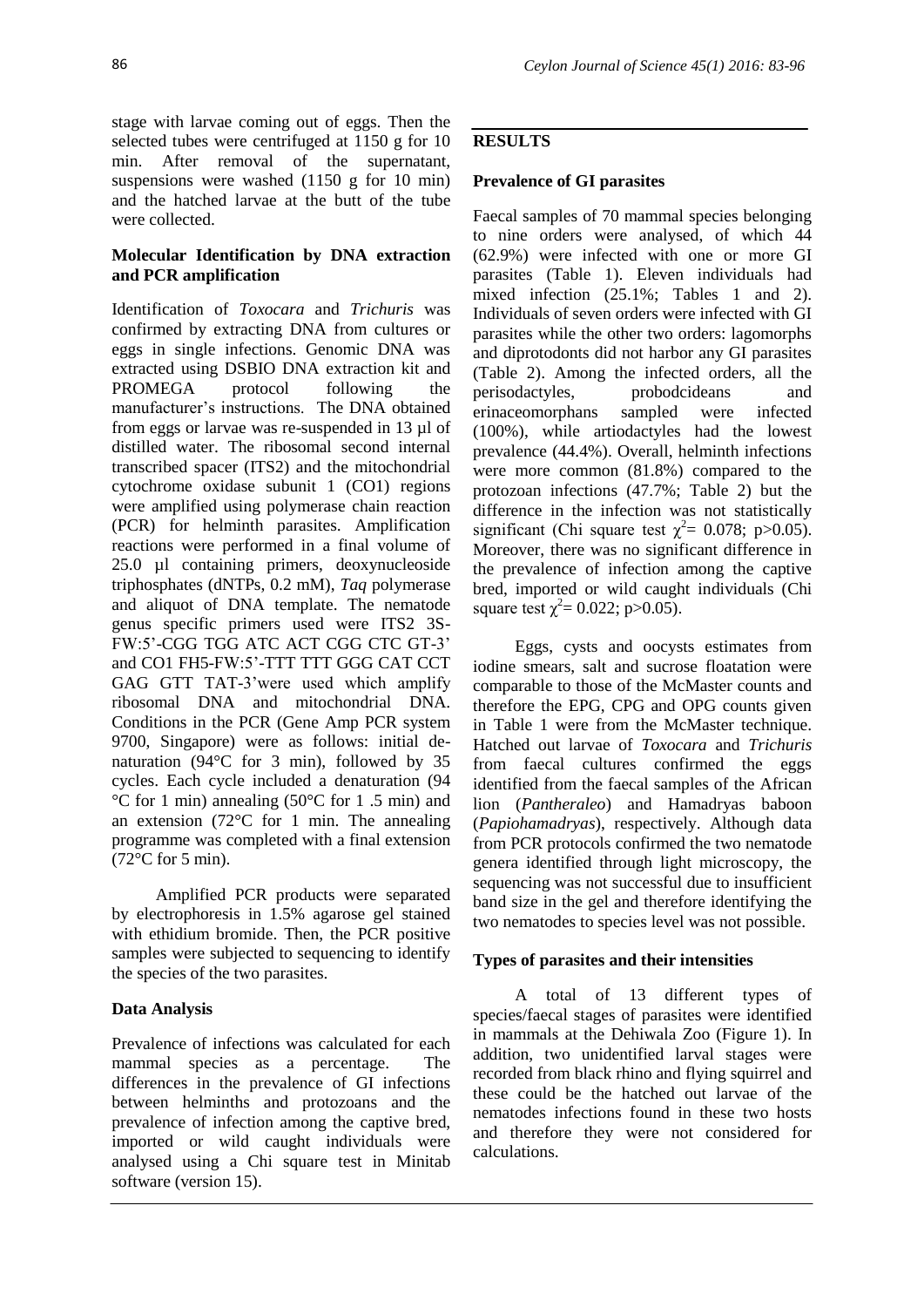stage with larvae coming out of eggs. Then the selected tubes were centrifuged at 1150 g for 10 min. After removal of the supernatant, suspensions were washed (1150 g for 10 min) and the hatched larvae at the butt of the tube were collected.

### Molecular Identification by DNA extraction and PCR amplification

Identification of *Toxocara* and *Trichuris* was confirmed by extracting DNA from cultures or eggs in single infections. Genomic DNA was extracted using DSBIO DNA extraction kit and PROMEGA protocol following the manufacturer's instructions. The DNA obtained from eggs or larvae was re-suspended in 13 µl of distilled water. The ribosomal second internal transcribed spacer (ITS2) and the mitochondrial cytochrome oxidase subunit 1 (CO1) regions were amplified using polymerase chain reaction (PCR) for helminth parasites. Amplification reactions were performed in a final volume of 25.0 µl containing primers, deoxynucleoside triphosphates (dNTPs, 0.2 mM), *Taq* polymerase and aliquot of DNA template. The nematode genus specific primers used were ITS2 3S-FW:5'-CGG TGG ATC ACT CGG CTC GT-3' and CO1 FH5-FW:5'-TTT TTT GGG CAT CCT GAG GTT TAT-3'were used which amplify ribosomal DNA and mitochondrial DNA. Conditions in the PCR (Gene Amp PCR system 9700, Singapore) were as follows: initial de-naturation (94°C for 3 min), followed by 35 cycles. Each cycle included a denaturation (94 °C for 1 min) annealing (50°C for 1 .5 min) and an extension (72°C for 1 min. The annealing programme was completed with a final extension (72°C for 5 min).

Amplified PCR products were separated by electrophoresis in 1.5% agarose gel stained with ethidium bromide. Then, the PCR positive samples were subjected to sequencing to identify the species of the two parasites.

### Data Analysis

Prevalence of infections was calculated for each mammal species as a percentage. The differences in the prevalence of GI infections between helminths and protozoans and the prevalence of infection among the captive bred, imported or wild caught individuals were analysed using a Chi square test in Minitab software (version 15).

## RESULTS

### Prevalence of GI parasites

Faecal samples of 70 mammal species belonging to nine orders were analysed, of which 44 (62.9%) were infected with one or more GI parasites (Table 1). Eleven individuals had mixed infection (25.1%; Tables 1 and 2). Individuals of seven orders were infected with GI parasites while the other two orders: lagomorphs and diprotodonts did not harbor any GI parasites (Table 2). Among the infected orders, all the perisodactyles, probodcideans and erinaceomorphans sampled were infected (100%), while artiodactyles had the lowest prevalence (44.4%). Overall, helminth infections were more common (81.8%) compared to the protozoan infections (47.7%; Table 2) but the difference in the infection was not statistically significant (Chi square test $\chi^2$= 0.078; p>0.05). Moreover, there was no significant difference in the prevalence of infection among the captive bred, imported or wild caught individuals (Chi square test $\chi^2$= 0.022; p>0.05).

Eggs, cysts and oocysts estimates from iodine smears, salt and sucrose floatation were comparable to those of the McMaster counts and therefore the EPG, CPG and OPG counts given in Table 1 were from the McMaster technique. Hatched out larvae of *Toxocara* and *Trichuris* from faecal cultures confirmed the eggs identified from the faecal samples of the African lion (*Pantheraleo*) and Hamadryas baboon (*Papiohamadryas*), respectively. Although data from PCR protocols confirmed the two nematode genera identified through light microscopy, the sequencing was not successful due to insufficient band size in the gel and therefore identifying the two nematodes to species level was not possible.

### Types of parasites and their intensities

A total of 13 different types of species/faecal stages of parasites were identified in mammals at the Dehiwala Zoo (Figure 1). In addition, two unidentified larval stages were recorded from black rhino and flying squirrel and these could be the hatched out larvae of the nematodes infections found in these two hosts and therefore they were not considered for calculations.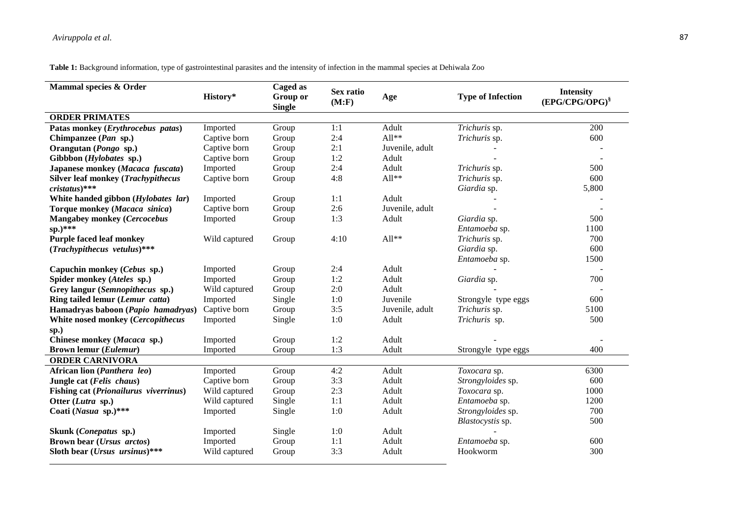**Table 1:** Background information, type of gastrointestinal parasites and the intensity of infection in the mammal species at Dehiwala Zoo

| Mammal species & Order | History* | Caged as Group or Single | Sex ratio (M:F) | Age | Type of Infection | Intensity (EPG/CPG/OPG)[§] |
|---|---|---|---|---|---|---|
| **ORDER PRIMATES** | | | | | | |
| **Patas monkey (*Erythrocebus patas*)** | Imported | Group | 1:1 | Adult | *Trichuris* sp. | 200 |
| **Chimpanzee (*Pan* sp.)** | Captive born | Group | 2:4 | All** | *Trichuris* sp. | 600 |
| **Orangutan (*Pongo* sp.)** | Captive born | Group | 2:1 | Juvenile, adult | - | - |
| **Gibbbon (*Hylobates* sp.)** | Captive born | Group | 1:2 | Adult | - | - |
| **Japanese monkey (*Macaca fuscata*)** | Imported | Group | 2:4 | Adult | *Trichuris* sp. | 500 |
| **Silver leaf monkey (*Trachypithecus cristatus*)*** ** | Captive born | Group | 4:8 | All** | *Trichuris* sp. | 600 |
| | | | | | *Giardia* sp. | 5,800 |
| **White handed gibbon (*Hylobates lar*)** | Imported | Group | 1:1 | Adult | - | - |
| **Torque monkey (*Macaca sinica*)** | Captive born | Group | 2:6 | Juvenile, adult | - | - |
| **Mangabey monkey (*Cercocebus* sp.)*** ** | Imported | Group | 1:3 | Adult | *Giardia* sp. | 500 |
| | | | | | *Entamoeba* sp. | 1100 |
| **Purple faced leaf monkey (*Trachypithecus vetulus*)*** ** | Wild captured | Group | 4:10 | All** | *Trichuris* sp. | 700 |
| | | | | | *Giardia* sp. | 600 |
| | | | | | *Entamoeba* sp. | 1500 |
| **Capuchin monkey (*Cebus* sp.)** | Imported | Group | 2:4 | Adult | - | - |
| **Spider monkey (*Ateles* sp.)** | Imported | Group | 1:2 | Adult | *Giardia* sp. | 700 |
| **Grey langur (*Semnopithecus* sp.)** | Wild captured | Group | 2:0 | Adult | - | - |
| **Ring tailed lemur (*Lemur catta*)** | Imported | Single | 1:0 | Juvenile | Strongyle type eggs | 600 |
| **Hamadryas baboon (*Papio hamadryas*)** | Captive born | Group | 3:5 | Juvenile, adult | *Trichuris* sp. | 5100 |
| **White nosed monkey (*Cercopithecus* sp.)** | Imported | Single | 1:0 | Adult | *Trichuris* sp. | 500 |
| **Chinese monkey (*Macaca* sp.)** | Imported | Group | 1:2 | Adult | - | - |
| **Brown lemur (*Eulemur*)** | Imported | Group | 1:3 | Adult | Strongyle type eggs | 400 |
| **ORDER CARNIVORA** | | | | | | |
| **African lion (*Panthera leo*)** | Imported | Group | 4:2 | Adult | *Toxocara* sp. | 6300 |
| **Jungle cat (*Felis chaus*)** | Captive born | Group | 3:3 | Adult | *Strongyloides* sp. | 600 |
| **Fishing cat (*Prionailurus viverrinus*)** | Wild captured | Group | 2:3 | Adult | *Toxocara* sp. | 1000 |
| **Otter (*Lutra* sp.)** | Wild captured | Single | 1:1 | Adult | *Entamoeba* sp. | 1200 |
| **Coati (*Nasua* sp.)*** ** | Imported | Single | 1:0 | Adult | *Strongyloides* sp. | 700 |
| | | | | | *Blastocystis* sp. | 500 |
| **Skunk (*Conepatus* sp.)** | Imported | Single | 1:0 | Adult | - | |
| **Brown bear (*Ursus arctos*)** | Imported | Group | 1:1 | Adult | *Entamoeba* sp. | 600 |
| **Sloth bear (*Ursus ursinus*)*** ** | Wild captured | Group | 3:3 | Adult | Hookworm | 300 |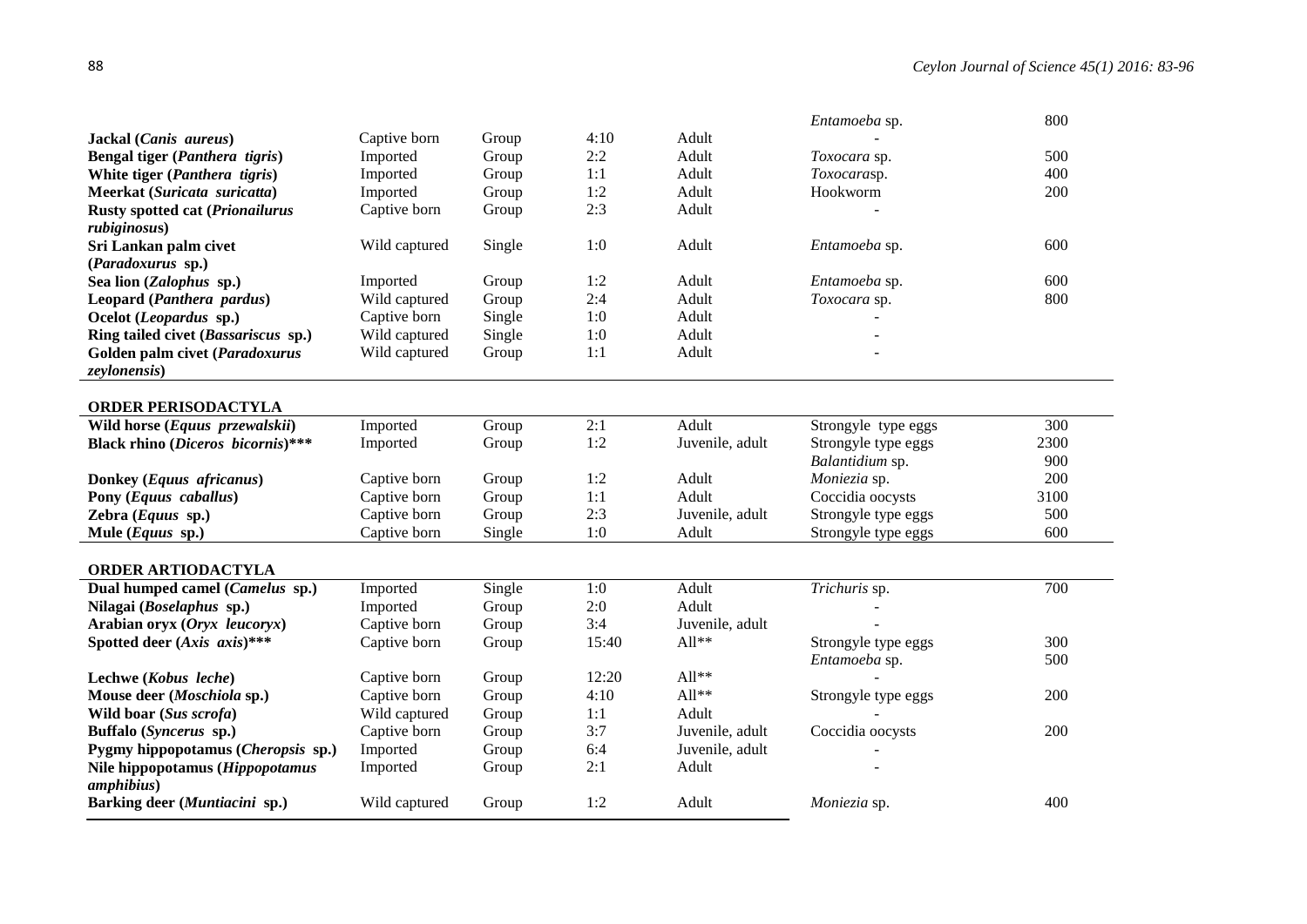| | | | | | | |
|---|---|---|---|---|---|---|
| | | | | | *Entamoeba* sp. | 800 |
| **Jackal (*Canis aureus*)** | Captive born | Group | 4:10 | Adult | - | |
| **Bengal tiger (*Panthera tigris*)** | Imported | Group | 2:2 | Adult | *Toxocara* sp. | 500 |
| **White tiger (*Panthera tigris*)** | Imported | Group | 1:1 | Adult | *Toxocara*sp. | 400 |
| **Meerkat (*Suricata suricatta*)** | Imported | Group | 1:2 | Adult | Hookworm | 200 |
| **Rusty spotted cat (*Prionailurus rubiginosus*)** | Captive born | Group | 2:3 | Adult | - | |
| **Sri Lankan palm civet (*Paradoxurus* sp.)** | Wild captured | Single | 1:0 | Adult | *Entamoeba* sp. | 600 |
| **Sea lion (*Zalophus* sp.)** | Imported | Group | 1:2 | Adult | *Entamoeba* sp. | 600 |
| **Leopard (*Panthera pardus*)** | Wild captured | Group | 2:4 | Adult | *Toxocara* sp. | 800 |
| **Ocelot (*Leopardus* sp.)** | Captive born | Single | 1:0 | Adult | - | |
| **Ring tailed civet (*Bassariscus* sp.)** | Wild captured | Single | 1:0 | Adult | - | |
| **Golden palm civet (*Paradoxurus zeylonensis*)** | Wild captured | Group | 1:1 | Adult | - | |
| **ORDER PERISODACTYLA** | | | | | | |
| **Wild horse (*Equus przewalskii*)** | Imported | Group | 2:1 | Adult | Strongyle type eggs | 300 |
| **Black rhino (*Diceros bicornis*)\*\*\*** | Imported | Group | 1:2 | Juvenile, adult | Strongyle type eggs | 2300 |
| | | | | | *Balantidium* sp. | 900 |
| **Donkey (*Equus africanus*)** | Captive born | Group | 1:2 | Adult | *Moniezia* sp. | 200 |
| **Pony (*Equus caballus*)** | Captive born | Group | 1:1 | Adult | Coccidia oocysts | 3100 |
| **Zebra (*Equus* sp.)** | Captive born | Group | 2:3 | Juvenile, adult | Strongyle type eggs | 500 |
| **Mule (*Equus* sp.)** | Captive born | Single | 1:0 | Adult | Strongyle type eggs | 600 |
| **ORDER ARTIODACTYLA** | | | | | | |
| **Dual humped camel (*Camelus* sp.)** | Imported | Single | 1:0 | Adult | *Trichuris* sp. | 700 |
| **Nilagai (*Boselaphus* sp.)** | Imported | Group | 2:0 | Adult | - | |
| **Arabian oryx (*Oryx leucoryx*)** | Captive born | Group | 3:4 | Juvenile, adult | - | |
| **Spotted deer (*Axis axis*)\*\*\*** | Captive born | Group | 15:40 | All\*\* | Strongyle type eggs | 300 |
| | | | | | *Entamoeba* sp. | 500 |
| **Lechwe (*Kobus leche*)** | Captive born | Group | 12:20 | All\*\* | - | |
| **Mouse deer (*Moschiola* sp.)** | Captive born | Group | 4:10 | All\*\* | Strongyle type eggs | 200 |
| **Wild boar (*Sus scrofa*)** | Wild captured | Group | 1:1 | Adult | - | |
| **Buffalo (*Syncerus* sp.)** | Captive born | Group | 3:7 | Juvenile, adult | Coccidia oocysts | 200 |
| **Pygmy hippopotamus (*Cheropsis* sp.)** | Imported | Group | 6:4 | Juvenile, adult | - | |
| **Nile hippopotamus (*Hippopotamus amphibius*)** | Imported | Group | 2:1 | Adult | - | |
| **Barking deer (*Muntiacini* sp.)** | Wild captured | Group | 1:2 | Adult | *Moniezia* sp. | 400 |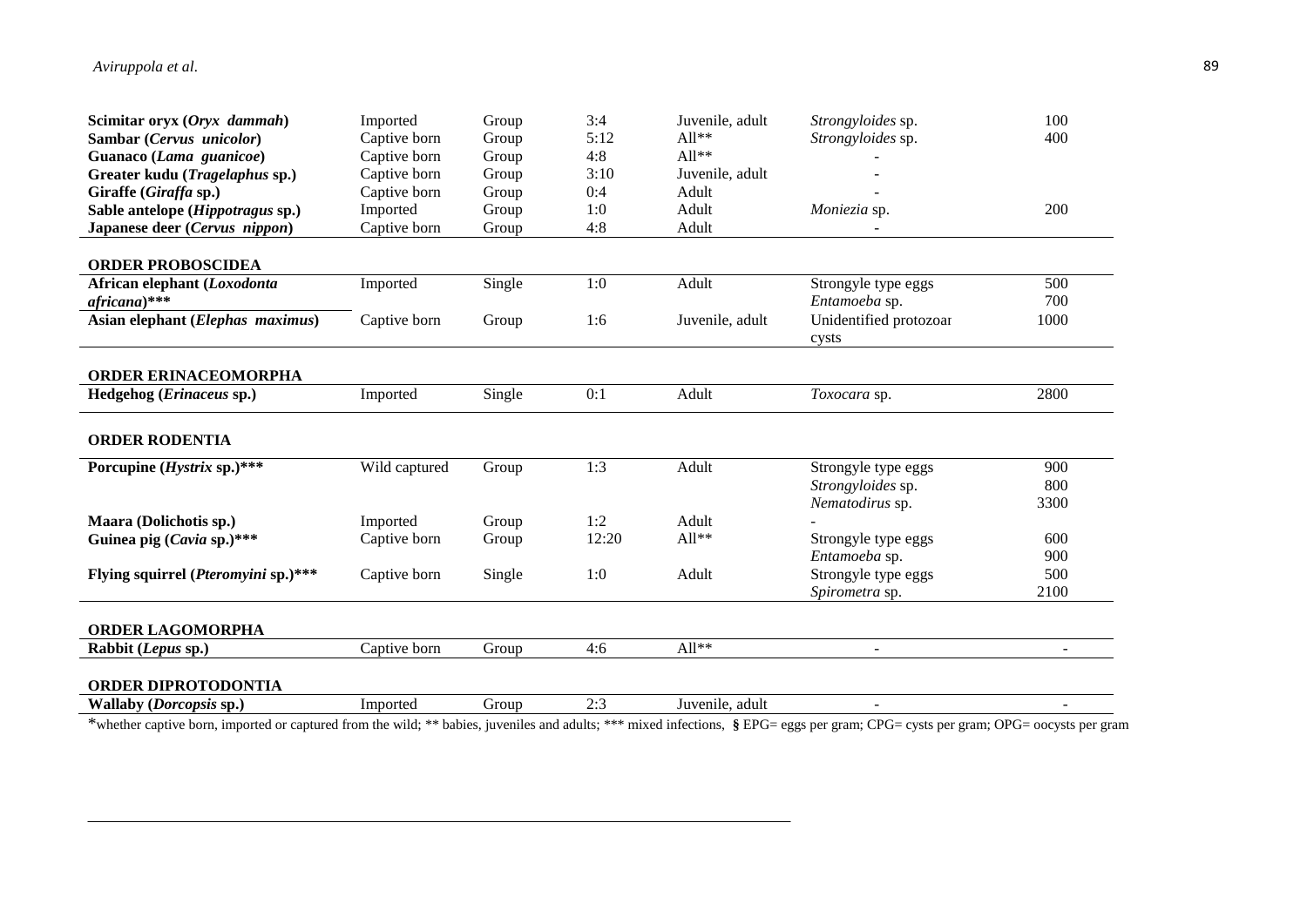| | | | | | | |
|---|---|---|---|---|---|---|
| **Scimitar oryx (*Oryx dammah*)** | Imported | Group | 3:4 | Juvenile, adult | *Strongyloides* sp. | 100 |
| **Sambar (*Cervus unicolor*)** | Captive born | Group | 5:12 | All** | *Strongyloides* sp. | 400 |
| **Guanaco (*Lama guanicoe*)** | Captive born | Group | 4:8 | All** | - | |
| **Greater kudu (*Tragelaphus* sp.)** | Captive born | Group | 3:10 | Juvenile, adult | - | |
| **Giraffe (*Giraffa* sp.)** | Captive born | Group | 0:4 | Adult | - | |
| **Sable antelope (*Hippotragus* sp.)** | Imported | Group | 1:0 | Adult | *Moniezia* sp. | 200 |
| **Japanese deer (*Cervus nippon*)** | Captive born | Group | 4:8 | Adult | - | |
| **ORDER PROBOSCIDEA** | | | | | | |
| **African elephant (*Loxodonta africana*)*** ** | Imported | Single | 1:0 | Adult | Strongyle type eggs<br>*Entamoeba* sp. | 500<br>700 |
| **Asian elephant (*Elephas maximus*)** | Captive born | Group | 1:6 | Juvenile, adult | Unidentified protozoan cysts | 1000 |
| **ORDER ERINACEOMORPHA** | | | | | | |
| **Hedgehog (*Erinaceus* sp.)** | Imported | Single | 0:1 | Adult | *Toxocara* sp. | 2800 |
| **ORDER RODENTIA** | | | | | | |
| **Porcupine (*Hystrix* sp.)***** | Wild captured | Group | 1:3 | Adult | Strongyle type eggs<br>*Strongyloides* sp.<br>*Nematodirus* sp. | 900<br>800<br>3300 |
| **Maara (Dolichotis sp.)** | Imported | Group | 1:2 | Adult | - | |
| **Guinea pig (*Cavia* sp.)***** | Captive born | Group | 12:20 | All** | Strongyle type eggs<br>*Entamoeba* sp. | 600<br>900 |
| **Flying squirrel (*Pteromyini* sp.)***** | Captive born | Single | 1:0 | Adult | Strongyle type eggs<br>*Spirometra* sp. | 500<br>2100 |
| **ORDER LAGOMORPHA** | | | | | | |
| **Rabbit (*Lepus* sp.)** | Captive born | Group | 4:6 | All** | - | - |
| **ORDER DIPROTODONTIA** | | | | | | |
| **Wallaby (*Dorcopsis* sp.)** | Imported | Group | 2:3 | Juvenile, adult | - | - |

*whether captive born, imported or captured from the wild; ** babies, juveniles and adults; *** mixed infections, § EPG= eggs per gram; CPG= cysts per gram; OPG= oocysts per gram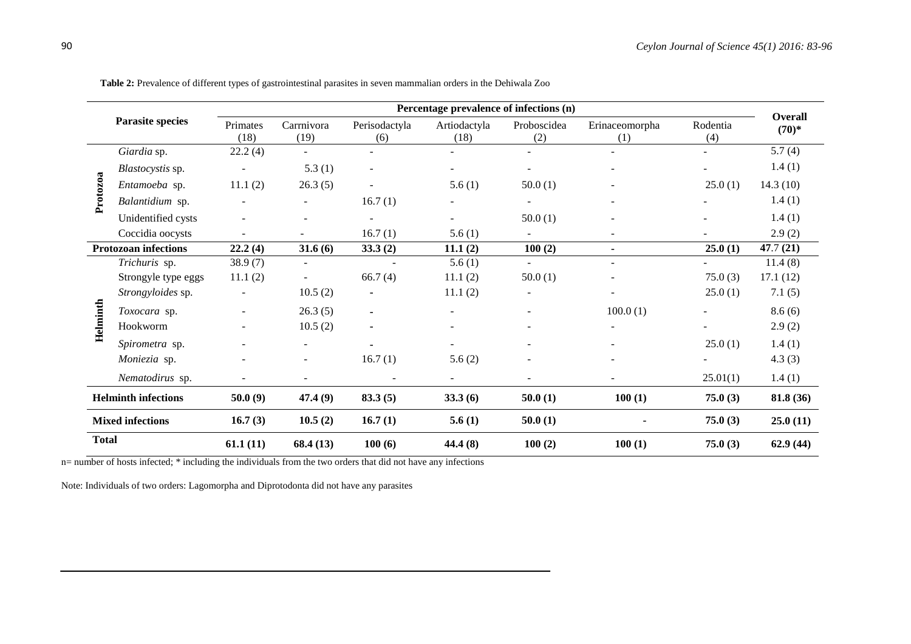**Table 2:** Prevalence of different types of gastrointestinal parasites in seven mammalian orders in the Dehiwala Zoo

| | Parasite species | Percentage prevalence of infections (n) | | | | | | | Overall (70)* |
|---|---|---|---|---|---|---|---|---|---|
| | | Primates (18) | Carrnivora (19) | Perisodactyla (6) | Artiodactyla (18) | Proboscidea (2) | Erinaceomorpha (1) | Rodentia (4) | |
| Protozoa | *Giardia* sp. | 22.2 (4) | - | - | - | - | - | - | 5.7 (4) |
| | *Blastocystis* sp. | - | 5.3 (1) | - | - | - | - | - | 1.4 (1) |
| | *Entamoeba* sp. | 11.1 (2) | 26.3 (5) | - | 5.6 (1) | 50.0 (1) | - | 25.0 (1) | 14.3 (10) |
| | *Balantidium* sp. | - | - | 16.7 (1) | - | - | - | - | 1.4 (1) |
| | Unidentified cysts | - | - | - | - | 50.0 (1) | - | - | 1.4 (1) |
| | Coccidia oocysts | - | - | 16.7 (1) | 5.6 (1) | - | - | - | 2.9 (2) |
| **Protozoan infections** | | **22.2 (4)** | **31.6 (6)** | **33.3 (2)** | **11.1 (2)** | **100 (2)** | **-** | **25.0 (1)** | **47.7 (21)** |
| Helminth | *Trichuris* sp. | 38.9 (7) | - | - | 5.6 (1) | - | - | - | 11.4 (8) |
| | Strongyle type eggs | 11.1 (2) | - | 66.7 (4) | 11.1 (2) | 50.0 (1) | - | 75.0 (3) | 17.1 (12) |
| | *Strongyloides* sp. | - | 10.5 (2) | - | 11.1 (2) | - | - | 25.0 (1) | 7.1 (5) |
| | *Toxocara* sp. | - | 26.3 (5) | - | - | - | 100.0 (1) | - | 8.6 (6) |
| | Hookworm | - | 10.5 (2) | - | - | - | - | - | 2.9 (2) |
| | *Spirometra* sp. | - | - | - | - | - | - | 25.0 (1) | 1.4 (1) |
| | *Moniezia* sp. | - | - | 16.7 (1) | 5.6 (2) | - | - | - | 4.3 (3) |
| | *Nematodirus* sp. | - | - | - | - | - | - | 25.01(1) | 1.4 (1) |
| **Helminth infections** | | **50.0 (9)** | **47.4 (9)** | **83.3 (5)** | **33.3 (6)** | **50.0 (1)** | **100 (1)** | **75.0 (3)** | **81.8 (36)** |
| **Mixed infections** | | **16.7 (3)** | **10.5 (2)** | **16.7 (1)** | **5.6 (1)** | **50.0 (1)** | **-** | **75.0 (3)** | **25.0 (11)** |
| **Total** | | **61.1 (11)** | **68.4 (13)** | **100 (6)** | **44.4 (8)** | **100 (2)** | **100 (1)** | **75.0 (3)** | **62.9 (44)** |

n= number of hosts infected; * including the individuals from the two orders that did not have any infections

Note: Individuals of two orders: Lagomorpha and Diprotodonta did not have any parasites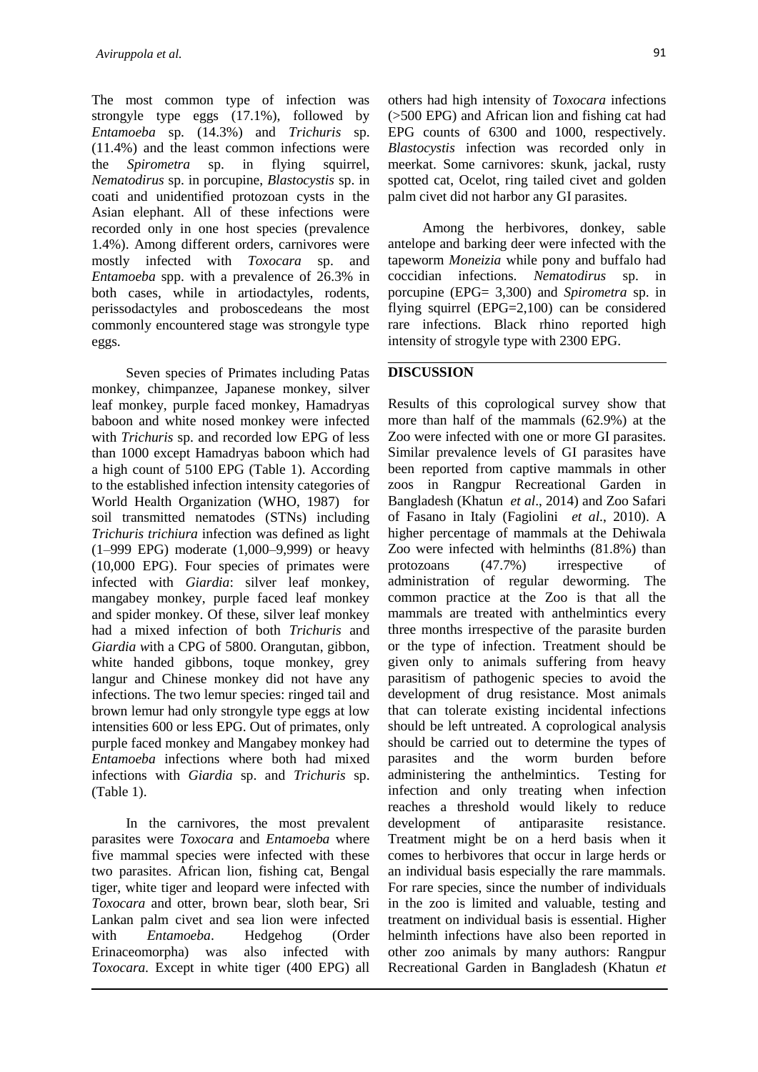The most common type of infection was strongyle type eggs (17.1%), followed by *Entamoeba* sp. (14.3%) and *Trichuris* sp. (11.4%) and the least common infections were the *Spirometra* sp. in flying squirrel, *Nematodirus* sp. in porcupine, *Blastocystis* sp. in coati and unidentified protozoan cysts in the Asian elephant. All of these infections were recorded only in one host species (prevalence 1.4%). Among different orders, carnivores were mostly infected with *Toxocara* sp. and *Entamoeba* spp. with a prevalence of 26.3% in both cases, while in artiodactyles, rodents, perissodactyles and proboscedeans the most commonly encountered stage was strongyle type eggs.

Seven species of Primates including Patas monkey, chimpanzee, Japanese monkey, silver leaf monkey, purple faced monkey, Hamadryas baboon and white nosed monkey were infected with *Trichuris* sp. and recorded low EPG of less than 1000 except Hamadryas baboon which had a high count of 5100 EPG (Table 1). According to the established infection intensity categories of World Health Organization (WHO, 1987) for soil transmitted nematodes (STNs) including *Trichuris trichiura* infection was defined as light (1–999 EPG) moderate (1,000–9,999) or heavy (10,000 EPG). Four species of primates were infected with *Giardia*: silver leaf monkey, mangabey monkey, purple faced leaf monkey and spider monkey. Of these, silver leaf monkey had a mixed infection of both *Trichuris* and *Giardia* with a CPG of 5800. Orangutan, gibbon, white handed gibbons, toque monkey, grey langur and Chinese monkey did not have any infections. The two lemur species: ringed tail and brown lemur had only strongyle type eggs at low intensities 600 or less EPG. Out of primates, only purple faced monkey and Mangabey monkey had *Entamoeba* infections where both had mixed infections with *Giardia* sp. and *Trichuris* sp. (Table 1).

In the carnivores, the most prevalent parasites were *Toxocara* and *Entamoeba* where five mammal species were infected with these two parasites. African lion, fishing cat, Bengal tiger, white tiger and leopard were infected with *Toxocara* and otter, brown bear, sloth bear, Sri Lankan palm civet and sea lion were infected with *Entamoeba*. Hedgehog (Order Erinaceomorpha) was also infected with *Toxocara*. Except in white tiger (400 EPG) all others had high intensity of *Toxocara* infections (>500 EPG) and African lion and fishing cat had EPG counts of 6300 and 1000, respectively. *Blastocystis* infection was recorded only in meerkat. Some carnivores: skunk, jackal, rusty spotted cat, Ocelot, ring tailed civet and golden palm civet did not harbor any GI parasites.

Among the herbivores, donkey, sable antelope and barking deer were infected with the tapeworm *Moneizia* while pony and buffalo had coccidian infections. *Nematodirus* sp. in porcupine (EPG= 3,300) and *Spirometra* sp. in flying squirrel (EPG=2,100) can be considered rare infections. Black rhino reported high intensity of strogyle type with 2300 EPG.

## DISCUSSION

Results of this coprological survey show that more than half of the mammals (62.9%) at the Zoo were infected with one or more GI parasites. Similar prevalence levels of GI parasites have been reported from captive mammals in other zoos in Rangpur Recreational Garden in Bangladesh (Khatun *et al*., 2014) and Zoo Safari of Fasano in Italy (Fagiolini *et al*., 2010). A higher percentage of mammals at the Dehiwala Zoo were infected with helminths (81.8%) than protozoans (47.7%) irrespective of administration of regular deworming. The common practice at the Zoo is that all the mammals are treated with anthelmintics every three months irrespective of the parasite burden or the type of infection. Treatment should be given only to animals suffering from heavy parasitism of pathogenic species to avoid the development of drug resistance. Most animals that can tolerate existing incidental infections should be left untreated. A coprological analysis should be carried out to determine the types of parasites and the worm burden before administering the anthelmintics. Testing for infection and only treating when infection reaches a threshold would likely to reduce development of antiparasite resistance. Treatment might be on a herd basis when it comes to herbivores that occur in large herds or an individual basis especially the rare mammals. For rare species, since the number of individuals in the zoo is limited and valuable, testing and treatment on individual basis is essential. Higher helminth infections have also been reported in other zoo animals by many authors: Rangpur Recreational Garden in Bangladesh (Khatun *et*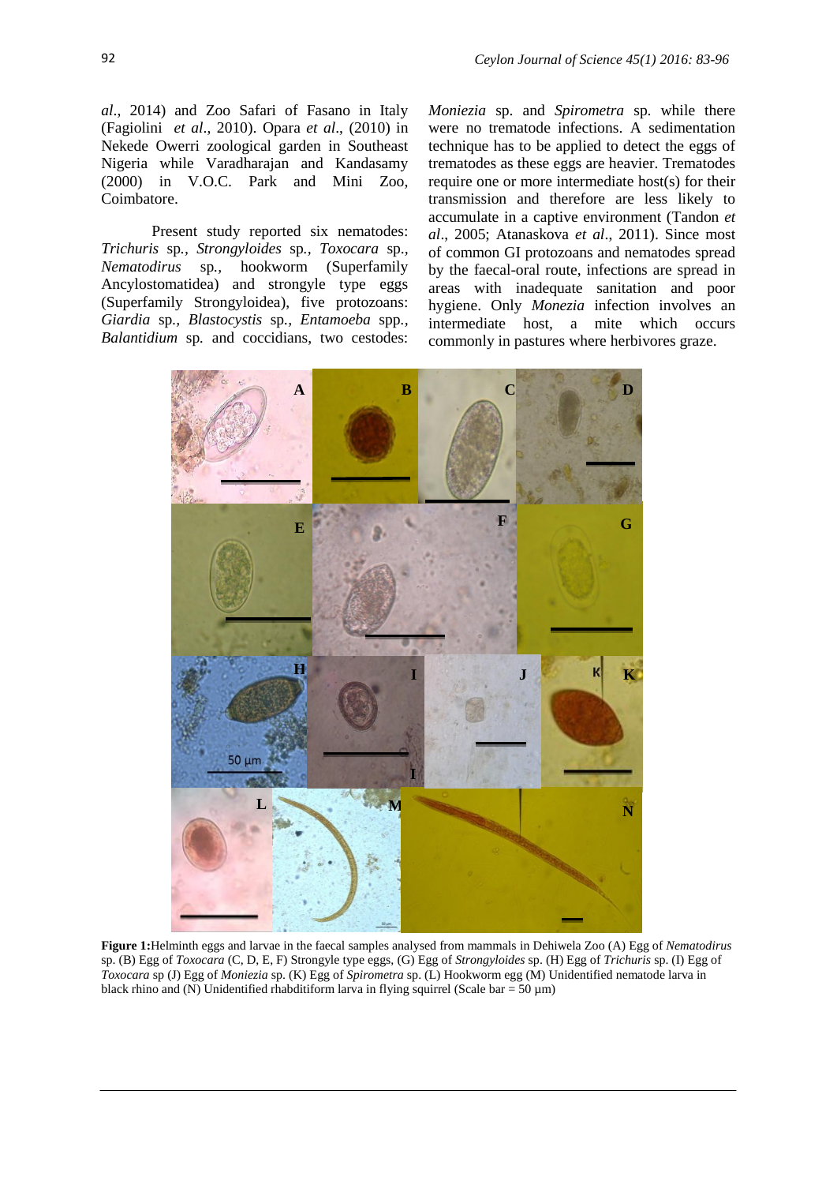*al*., 2014) and Zoo Safari of Fasano in Italy (Fagiolini *et al*., 2010). Opara *et al*., (2010) in Nekede Owerri zoological garden in Southeast Nigeria while Varadharajan and Kandasamy (2000) in V.O.C. Park and Mini Zoo, Coimbatore.

Present study reported six nematodes: *Trichuris* sp., *Strongyloides* sp., *Toxocara* sp., *Nematodirus* sp., hookworm (Superfamily Ancylostomatidea) and strongyle type eggs (Superfamily Strongyloidea), five protozoans: *Giardia* sp., *Blastocystis* sp., *Entamoeba* spp., *Balantidium* sp. and coccidians, two cestodes: *Moniezia* sp. and *Spirometra* sp. while there were no trematode infections. A sedimentation technique has to be applied to detect the eggs of trematodes as these eggs are heavier. Trematodes require one or more intermediate host(s) for their transmission and therefore are less likely to accumulate in a captive environment (Tandon *et al*., 2005; Atanaskova *et al*., 2011). Since most of common GI protozoans and nematodes spread by the faecal-oral route, infections are spread in areas with inadequate sanitation and poor hygiene. Only *Monezia* infection involves an intermediate host, a mite which occurs commonly in pastures where herbivores graze.

**Figure 1:** Helminth eggs and larvae in the faecal samples analysed from mammals in Dehiwela Zoo (A) Egg of *Nematodirus* sp. (B) Egg of *Toxocara* (C, D, E, F) Strongyle type eggs, (G) Egg of *Strongyloides* sp. (H) Egg of *Trichuris* sp. (I) Egg of *Toxocara* sp (J) Egg of *Moniezia* sp. (K) Egg of *Spirometra* sp. (L) Hookworm egg (M) Unidentified nematode larva in black rhino and (N) Unidentified rhabditiform larva in flying squirrel (Scale bar = 50 µm)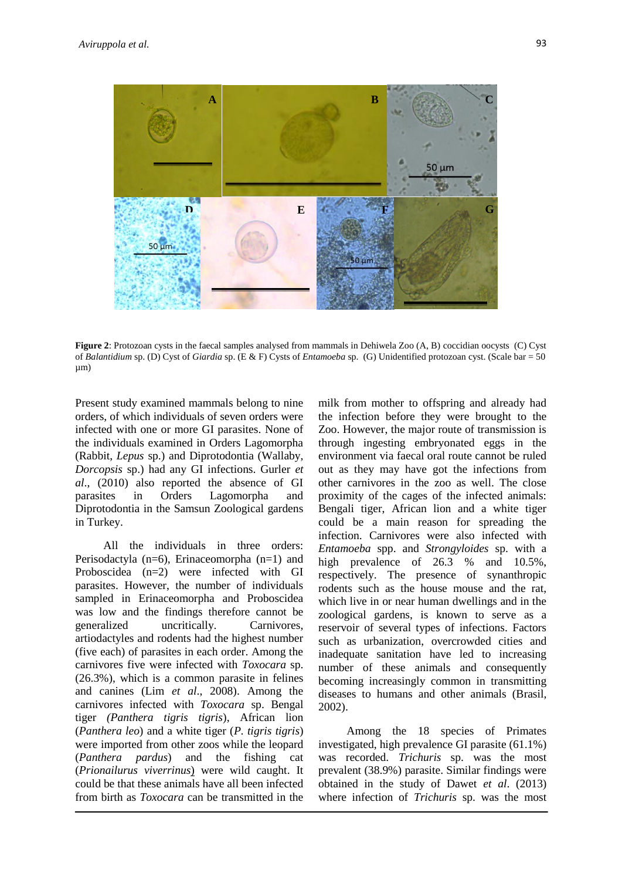**Figure 2**: Protozoan cysts in the faecal samples analysed from mammals in Dehiwela Zoo (A, B) coccidian oocysts (C) Cyst of *Balantidium* sp. (D) Cyst of *Giardia* sp. (E & F) Cysts of *Entamoeba* sp. (G) Unidentified protozoan cyst. (Scale bar = 50 µm)

Present study examined mammals belong to nine orders, of which individuals of seven orders were infected with one or more GI parasites. None of the individuals examined in Orders Lagomorpha (Rabbit, *Lepus* sp.) and Diprotodontia (Wallaby, *Dorcopsis* sp.) had any GI infections. Gurler *et al*., (2010) also reported the absence of GI parasites in Orders Lagomorpha and Diprotodontia in the Samsun Zoological gardens in Turkey.

All the individuals in three orders: Perisodactyla (n=6), Erinaceomorpha (n=1) and Proboscidea (n=2) were infected with GI parasites. However, the number of individuals sampled in Erinaceomorpha and Proboscidea was low and the findings therefore cannot be generalized uncritically. Carnivores, artiodactyles and rodents had the highest number (five each) of parasites in each order. Among the carnivores five were infected with *Toxocara* sp. (26.3%), which is a common parasite in felines and canines (Lim *et al*., 2008). Among the carnivores infected with *Toxocara* sp. Bengal tiger *(Panthera tigris tigris*), African lion (*Panthera leo*) and a white tiger (*P. tigris tigris*) were imported from other zoos while the leopard (*Panthera pardus*) and the fishing cat (*Prionailurus viverrinus*) were wild caught. It could be that these animals have all been infected from birth as *Toxocara* can be transmitted in the milk from mother to offspring and already had the infection before they were brought to the Zoo. However, the major route of transmission is through ingesting embryonated eggs in the environment via faecal oral route cannot be ruled out as they may have got the infections from other carnivores in the zoo as well. The close proximity of the cages of the infected animals: Bengali tiger, African lion and a white tiger could be a main reason for spreading the infection. Carnivores were also infected with *Entamoeba* spp. and *Strongyloides* sp. with a high prevalence of 26.3 % and 10.5%, respectively. The presence of synanthropic rodents such as the house mouse and the rat, which live in or near human dwellings and in the zoological gardens, is known to serve as a reservoir of several types of infections. Factors such as urbanization, overcrowded cities and inadequate sanitation have led to increasing number of these animals and consequently becoming increasingly common in transmitting diseases to humans and other animals (Brasil, 2002).

Among the 18 species of Primates investigated, high prevalence GI parasite (61.1%) was recorded. *Trichuris* sp. was the most prevalent (38.9%) parasite. Similar findings were obtained in the study of Dawet *et al*. (2013) where infection of *Trichuris* sp. was the most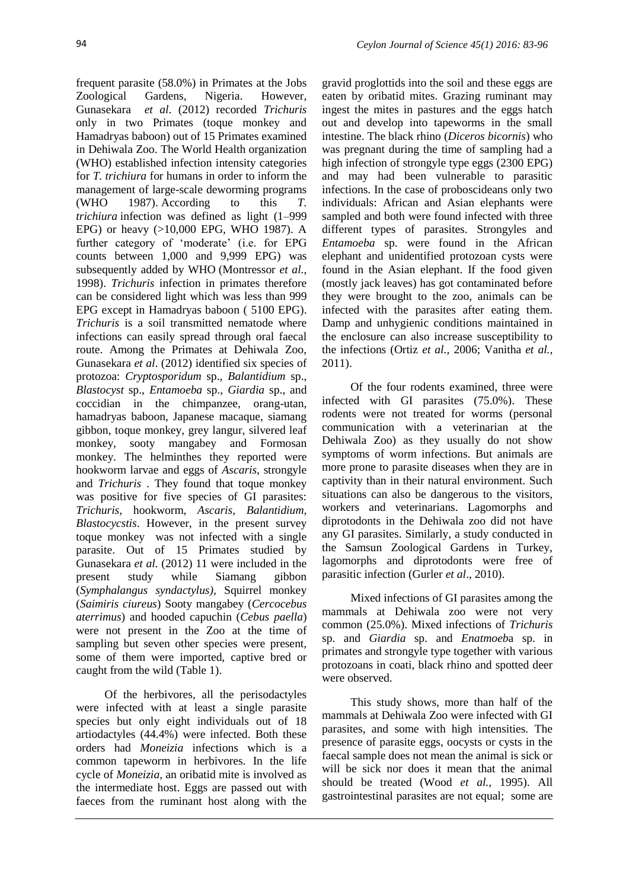frequent parasite (58.0%) in Primates at the Jobs Zoological Gardens, Nigeria. However, Gunasekara *et al*. (2012) recorded *Trichuris* only in two Primates (toque monkey and Hamadryas baboon) out of 15 Primates examined in Dehiwala Zoo. The World Health organization (WHO) established infection intensity categories for *T. trichiura* for humans in order to inform the management of large-scale deworming programs (WHO 1987). According to this *T. trichiura* infection was defined as light (1–999 EPG) or heavy (>10,000 EPG, WHO 1987). A further category of 'moderate' (i.e. for EPG counts between 1,000 and 9,999 EPG) was subsequently added by WHO (Montressor *et al.,* 1998). *Trichuris* infection in primates therefore can be considered light which was less than 999 EPG except in Hamadryas baboon ( 5100 EPG). *Trichuris* is a soil transmitted nematode where infections can easily spread through oral faecal route. Among the Primates at Dehiwala Zoo, Gunasekara *et al*. (2012) identified six species of protozoa: *Cryptosporidum* sp., *Balantidium* sp., *Blastocyst* sp., *Entamoeba* sp., *Giardia* sp., and coccidian in the chimpanzee, orang-utan, hamadryas baboon, Japanese macaque, siamang gibbon, toque monkey, grey langur, silvered leaf monkey, sooty mangabey and Formosan monkey. The helminthes they reported were hookworm larvae and eggs of *Ascaris*, strongyle and *Trichuris* . They found that toque monkey was positive for five species of GI parasites: *Trichuris*, hookworm, *Ascaris, Balantidium, Blastocycstis*. However, in the present survey toque monkey was not infected with a single parasite. Out of 15 Primates studied by Gunasekara *et al.* (2012) 11 were included in the present study while Siamang gibbon (*Symphalangus syndactylus),* Squirrel monkey (*Saimiris ciureus*) Sooty mangabey (*Cercocebus aterrimus*) and hooded capuchin (*Cebus paella*) were not present in the Zoo at the time of sampling but seven other species were present, some of them were imported, captive bred or caught from the wild (Table 1).

Of the herbivores, all the perisodactyles were infected with at least a single parasite species but only eight individuals out of 18 artiodactyles (44.4%) were infected. Both these orders had *Moneizia* infections which is a common tapeworm in herbivores. In the life cycle of *Moneizia,* an oribatid mite is involved as the intermediate host. Eggs are passed out with faeces from the ruminant host along with the gravid proglottids into the soil and these eggs are eaten by oribatid mites. Grazing ruminant may ingest the mites in pastures and the eggs hatch out and develop into tapeworms in the small intestine. The black rhino (*Diceros bicornis*) who was pregnant during the time of sampling had a high infection of strongyle type eggs (2300 EPG) and may had been vulnerable to parasitic infections. In the case of proboscideans only two individuals: African and Asian elephants were sampled and both were found infected with three different types of parasites. Strongyles and *Entamoeba* sp. were found in the African elephant and unidentified protozoan cysts were found in the Asian elephant. If the food given (mostly jack leaves) has got contaminated before they were brought to the zoo, animals can be infected with the parasites after eating them. Damp and unhygienic conditions maintained in the enclosure can also increase susceptibility to the infections (Ortiz *et al.,* 2006; Vanitha *et al.,* 2011).

Of the four rodents examined, three were infected with GI parasites (75.0%). These rodents were not treated for worms (personal communication with a veterinarian at the Dehiwala Zoo) as they usually do not show symptoms of worm infections. But animals are more prone to parasite diseases when they are in captivity than in their natural environment. Such situations can also be dangerous to the visitors, workers and veterinarians. Lagomorphs and diprotodonts in the Dehiwala zoo did not have any GI parasites. Similarly, a study conducted in the Samsun Zoological Gardens in Turkey, lagomorphs and diprotodonts were free of parasitic infection (Gurler *et al*., 2010).

Mixed infections of GI parasites among the mammals at Dehiwala zoo were not very common (25.0%). Mixed infections of *Trichuris* sp. and *Giardia* sp. and *Enatmoeb*a sp. in primates and strongyle type together with various protozoans in coati, black rhino and spotted deer were observed.

This study shows, more than half of the mammals at Dehiwala Zoo were infected with GI parasites, and some with high intensities. The presence of parasite eggs, oocysts or cysts in the faecal sample does not mean the animal is sick or will be sick nor does it mean that the animal should be treated (Wood *et al.,* 1995). All gastrointestinal parasites are not equal; some are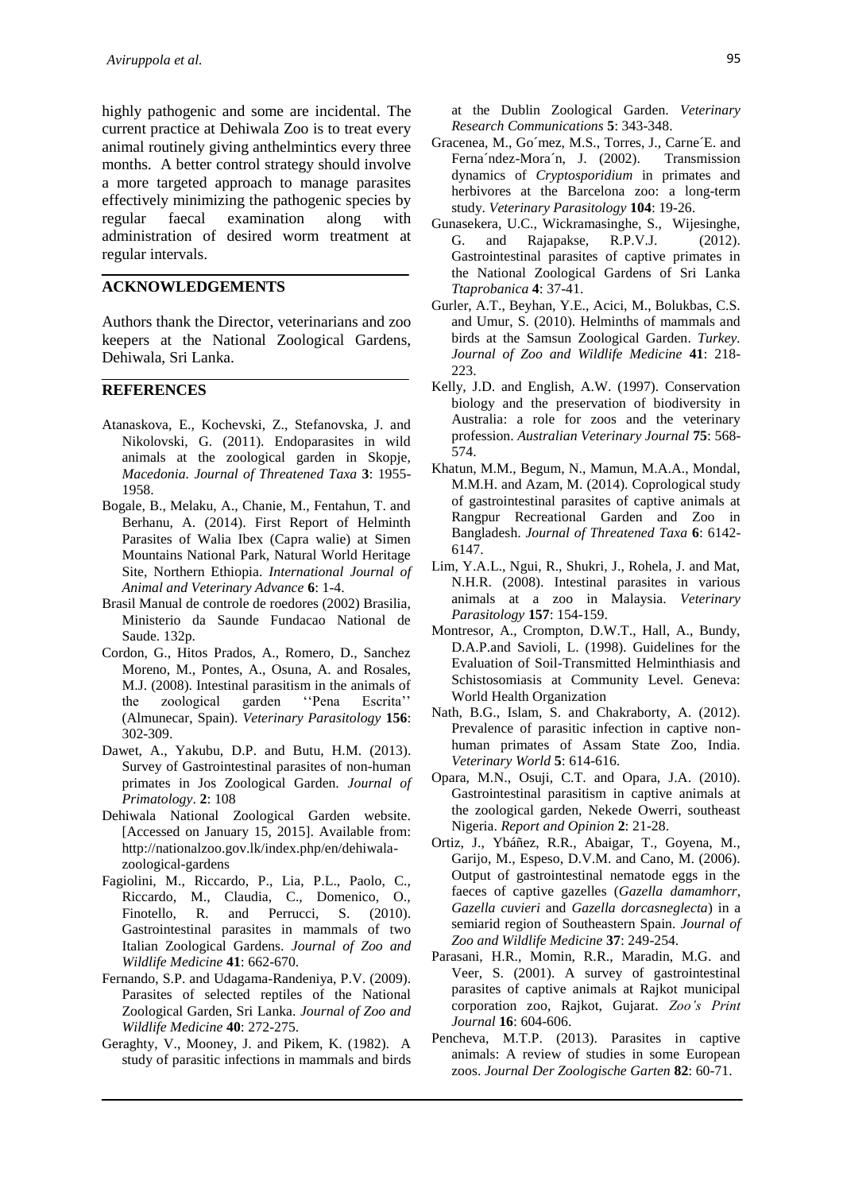highly pathogenic and some are incidental. The current practice at Dehiwala Zoo is to treat every animal routinely giving anthelmintics every three months. A better control strategy should involve a more targeted approach to manage parasites effectively minimizing the pathogenic species by regular faecal examination along with administration of desired worm treatment at regular intervals.

## ACKNOWLEDGEMENTS

Authors thank the Director, veterinarians and zoo keepers at the National Zoological Gardens, Dehiwala, Sri Lanka.

## REFERENCES

Atanaskova, E., Kochevski, Z., Stefanovska, J. and Nikolovski, G. (2011). Endoparasites in wild animals at the zoological garden in Skopje, *Macedonia. Journal of Threatened Taxa* **3**: 1955-1958.

Bogale, B., Melaku, A., Chanie, M., Fentahun, T. and Berhanu, A. (2014). First Report of Helminth Parasites of Walia Ibex (Capra walie) at Simen Mountains National Park, Natural World Heritage Site, Northern Ethiopia. *International Journal of Animal and Veterinary Advance* **6**: 1-4.

Brasil Manual de controle de roedores (2002) Brasilia, Ministerio da Saunde Fundacao National de Saude. 132p.

Cordon, G., Hitos Prados, A., Romero, D., Sanchez Moreno, M., Pontes, A., Osuna, A. and Rosales, M.J. (2008). Intestinal parasitism in the animals of the zoological garden ''Pena Escrita'' (Almunecar, Spain). *Veterinary Parasitology* **156**: 302-309.

Dawet, A., Yakubu, D.P. and Butu, H.M. (2013). Survey of Gastrointestinal parasites of non-human primates in Jos Zoological Garden. *Journal of Primatology*. **2**: 108

Dehiwala National Zoological Garden website. [Accessed on January 15, 2015]. Available from: http://nationalzoo.gov.lk/index.php/en/dehiwala-zoological-gardens

Fagiolini, M., Riccardo, P., Lia, P.L., Paolo, C., Riccardo, M., Claudia, C., Domenico, O., Finotello, R. and Perrucci, S. (2010). Gastrointestinal parasites in mammals of two Italian Zoological Gardens. *Journal of Zoo and Wildlife Medicine* **41**: 662-670.

Fernando, S.P. and Udagama-Randeniya, P.V. (2009). Parasites of selected reptiles of the National Zoological Garden, Sri Lanka. *Journal of Zoo and Wildlife Medicine* **40**: 272-275.

Geraghty, V., Mooney, J. and Pikem, K. (1982). A study of parasitic infections in mammals and birds at the Dublin Zoological Garden. *Veterinary Research Communications* **5**: 343-348.

Gracenea, M., Go´mez, M.S., Torres, J., Carne´E. and Ferna´ndez-Mora´n, J. (2002). Transmission dynamics of *Cryptosporidium* in primates and herbivores at the Barcelona zoo: a long-term study. *Veterinary Parasitology* **104**: 19-26.

Gunasekera, U.C., Wickramasinghe, S., Wijesinghe, G. and Rajapakse, R.P.V.J. (2012). Gastrointestinal parasites of captive primates in the National Zoological Gardens of Sri Lanka *Ttaprobanica* **4**: 37-41.

Gurler, A.T., Beyhan, Y.E., Acici, M., Bolukbas, C.S. and Umur, S. (2010). Helminths of mammals and birds at the Samsun Zoological Garden. *Turkey. Journal of Zoo and Wildlife Medicine* **41**: 218-223.

Kelly, J.D. and English, A.W. (1997). Conservation biology and the preservation of biodiversity in Australia: a role for zoos and the veterinary profession. *Australian Veterinary Journal* **75**: 568-574.

Khatun, M.M., Begum, N., Mamun, M.A.A., Mondal, M.M.H. and Azam, M. (2014). Coprological study of gastrointestinal parasites of captive animals at Rangpur Recreational Garden and Zoo in Bangladesh. *Journal of Threatened Taxa* **6**: 6142-6147.

Lim, Y.A.L., Ngui, R., Shukri, J., Rohela, J. and Mat, N.H.R. (2008). Intestinal parasites in various animals at a zoo in Malaysia. *Veterinary Parasitology* **157**: 154-159.

Montresor, A., Crompton, D.W.T., Hall, A., Bundy, D.A.P.and Savioli, L. (1998). Guidelines for the Evaluation of Soil-Transmitted Helminthiasis and Schistosomiasis at Community Level. Geneva: World Health Organization

Nath, B.G., Islam, S. and Chakraborty, A. (2012). Prevalence of parasitic infection in captive non-human primates of Assam State Zoo, India. *Veterinary World* **5**: 614-616.

Opara, M.N., Osuji, C.T. and Opara, J.A. (2010). Gastrointestinal parasitism in captive animals at the zoological garden, Nekede Owerri, southeast Nigeria. *Report and Opinion* **2**: 21-28.

Ortiz, J., Ybáñez, R.R., Abaigar, T., Goyena, M., Garijo, M., Espeso, D.V.M. and Cano, M. (2006). Output of gastrointestinal nematode eggs in the faeces of captive gazelles (*Gazella damamhorr*, *Gazella cuvieri* and *Gazella dorcasneglecta*) in a semiarid region of Southeastern Spain. *Journal of Zoo and Wildlife Medicine* **37**: 249-254.

Parasani, H.R., Momin, R.R., Maradin, M.G. and Veer, S. (2001). A survey of gastrointestinal parasites of captive animals at Rajkot municipal corporation zoo, Rajkot, Gujarat. *Zoo's Print Journal* **16**: 604-606.

Pencheva, M.T.P. (2013). Parasites in captive animals: A review of studies in some European zoos. *Journal Der Zoologische Garten* **82**: 60-71.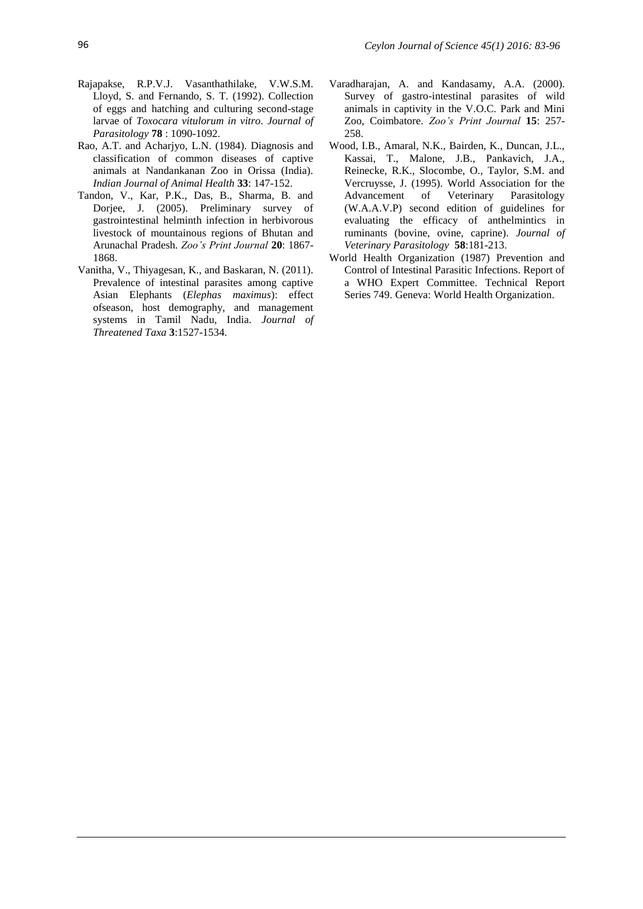Rajapakse, R.P.V.J. Vasanthathilake, V.W.S.M. Lloyd, S. and Fernando, S. T. (1992). Collection of eggs and hatching and culturing second-stage larvae of *Toxocara vitulorum in vitro*. *Journal of Parasitology* **78** : 1090-1092.

Rao, A.T. and Acharjyo, L.N. (1984). Diagnosis and classification of common diseases of captive animals at Nandankanan Zoo in Orissa (India). *Indian Journal of Animal Health* **33**: 147-152.

Tandon, V., Kar, P.K., Das, B., Sharma, B. and Dorjee, J. (2005). Preliminary survey of gastrointestinal helminth infection in herbivorous livestock of mountainous regions of Bhutan and Arunachal Pradesh. *Zoo's Print Journal* **20**: 1867-1868.

Vanitha, V., Thiyagesan, K., and Baskaran, N. (2011). Prevalence of intestinal parasites among captive Asian Elephants (*Elephas maximus*): effect ofseason, host demography, and management systems in Tamil Nadu, India. *Journal of Threatened Taxa* **3**:1527-1534.

Varadharajan, A. and Kandasamy, A.A. (2000). Survey of gastro-intestinal parasites of wild animals in captivity in the V.O.C. Park and Mini Zoo, Coimbatore. *Zoo's Print Journal* **15**: 257-258.

Wood, I.B., Amaral, N.K., Bairden, K., Duncan, J.L., Kassai, T., Malone, J.B., Pankavich, J.A., Reinecke, R.K., Slocombe, O., Taylor, S.M. and Vercruysse, J. (1995). World Association for the Advancement of Veterinary Parasitology (W.A.A.V.P) second edition of guidelines for evaluating the efficacy of anthelmintics in ruminants (bovine, ovine, caprine). *Journal of Veterinary Parasitology* **58**:181-213.

World Health Organization (1987) Prevention and Control of Intestinal Parasitic Infections. Report of a WHO Expert Committee. Technical Report Series 749. Geneva: World Health Organization.